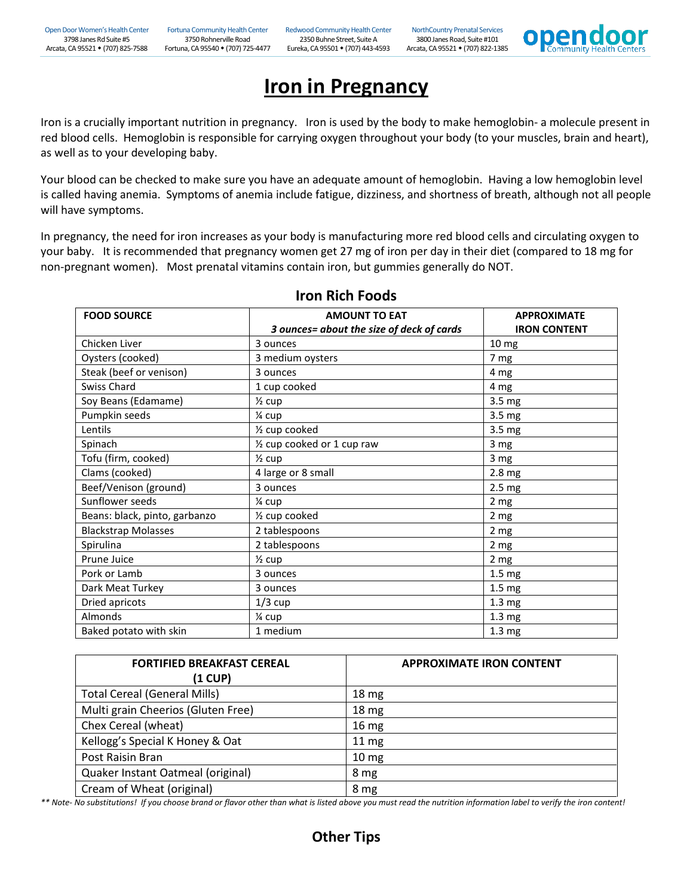# Iron in Pregnancy

Iron is a crucially important nutrition in pregnancy. Iron is used by the body to make hemoglobin- a molecule present in red blood cells. Hemoglobin is responsible for carrying oxygen throughout your body (to your muscles, brain and heart), as well as to your developing baby.

Your blood can be checked to make sure you have an adequate amount of hemoglobin. Having a low hemoglobin level is called having anemia. Symptoms of anemia include fatigue, dizziness, and shortness of breath, although not all people will have symptoms.

In pregnancy, the need for iron increases as your body is manufacturing more red blood cells and circulating oxygen to your baby. It is recommended that pregnancy women get 27 mg of iron per day in their diet (compared to 18 mg for non-pregnant women). Most prenatal vitamins contain iron, but gummies generally do NOT.

## Iron Rich Foods

| FOOD SOURCE | AMOUNT TO EAT *3 ounces= about the size of deck of cards* | APPROXIMATE IRON CONTENT |
|---|---|---|
| Chicken Liver | 3 ounces | 10 mg |
| Oysters (cooked) | 3 medium oysters | 7 mg |
| Steak (beef or venison) | 3 ounces | 4 mg |
| Swiss Chard | 1 cup cooked | 4 mg |
| Soy Beans (Edamame) | ½ cup | 3.5 mg |
| Pumpkin seeds | ¼ cup | 3.5 mg |
| Lentils | ½ cup cooked | 3.5 mg |
| Spinach | ½ cup cooked or 1 cup raw | 3 mg |
| Tofu (firm, cooked) | ½ cup | 3 mg |
| Clams (cooked) | 4 large or 8 small | 2.8 mg |
| Beef/Venison (ground) | 3 ounces | 2.5 mg |
| Sunflower seeds | ¼ cup | 2 mg |
| Beans: black, pinto, garbanzo | ½ cup cooked | 2 mg |
| Blackstrap Molasses | 2 tablespoons | 2 mg |
| Spirulina | 2 tablespoons | 2 mg |
| Prune Juice | ½ cup | 2 mg |
| Pork or Lamb | 3 ounces | 1.5 mg |
| Dark Meat Turkey | 3 ounces | 1.5 mg |
| Dried apricots | 1/3 cup | 1.3 mg |
| Almonds | ¼ cup | 1.3 mg |
| Baked potato with skin | 1 medium | 1.3 mg |

| FORTIFIED BREAKFAST CEREAL (1 CUP) | APPROXIMATE IRON CONTENT |
|---|---|
| Total Cereal (General Mills) | 18 mg |
| Multi grain Cheerios (Gluten Free) | 18 mg |
| Chex Cereal (wheat) | 16 mg |
| Kellogg's Special K Honey & Oat | 11 mg |
| Post Raisin Bran | 10 mg |
| Quaker Instant Oatmeal (original) | 8 mg |
| Cream of Wheat (original) | 8 mg |

*\*\* Note- No substitutions! If you choose brand or flavor other than what is listed above you must read the nutrition information label to verify the iron content!*

## Other Tips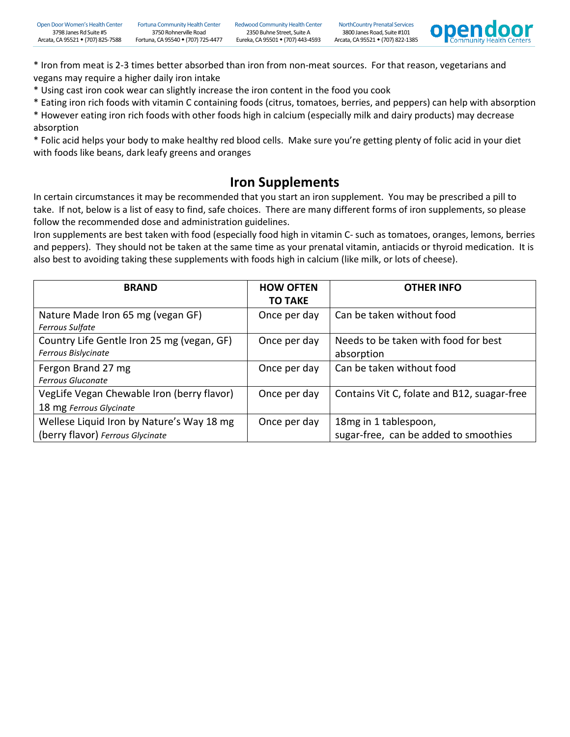* Iron from meat is 2-3 times better absorbed than iron from non-meat sources. For that reason, vegetarians and vegans may require a higher daily iron intake
* Using cast iron cook wear can slightly increase the iron content in the food you cook
* Eating iron rich foods with vitamin C containing foods (citrus, tomatoes, berries, and peppers) can help with absorption
* However eating iron rich foods with other foods high in calcium (especially milk and dairy products) may decrease absorption
* Folic acid helps your body to make healthy red blood cells. Make sure you're getting plenty of folic acid in your diet with foods like beans, dark leafy greens and oranges

## Iron Supplements

In certain circumstances it may be recommended that you start an iron supplement. You may be prescribed a pill to take. If not, below is a list of easy to find, safe choices. There are many different forms of iron supplements, so please follow the recommended dose and administration guidelines.

Iron supplements are best taken with food (especially food high in vitamin C- such as tomatoes, oranges, lemons, berries and peppers). They should not be taken at the same time as your prenatal vitamin, antiacids or thyroid medication. It is also best to avoiding taking these supplements with foods high in calcium (like milk, or lots of cheese).

| BRAND | HOW OFTEN TO TAKE | OTHER INFO |
|---|---|---|
| Nature Made Iron 65 mg (vegan GF) *Ferrous Sulfate* | Once per day | Can be taken without food |
| Country Life Gentle Iron 25 mg (vegan, GF) *Ferrous Bislycinate* | Once per day | Needs to be taken with food for best absorption |
| Fergon Brand 27 mg *Ferrous Gluconate* | Once per day | Can be taken without food |
| VegLife Vegan Chewable Iron (berry flavor) 18 mg *Ferrous Glycinate* | Once per day | Contains Vit C, folate and B12, suagar-free |
| Wellese Liquid Iron by Nature's Way 18 mg (berry flavor) *Ferrous Glycinate* | Once per day | 18mg in 1 tablespoon, sugar-free, can be added to smoothies |